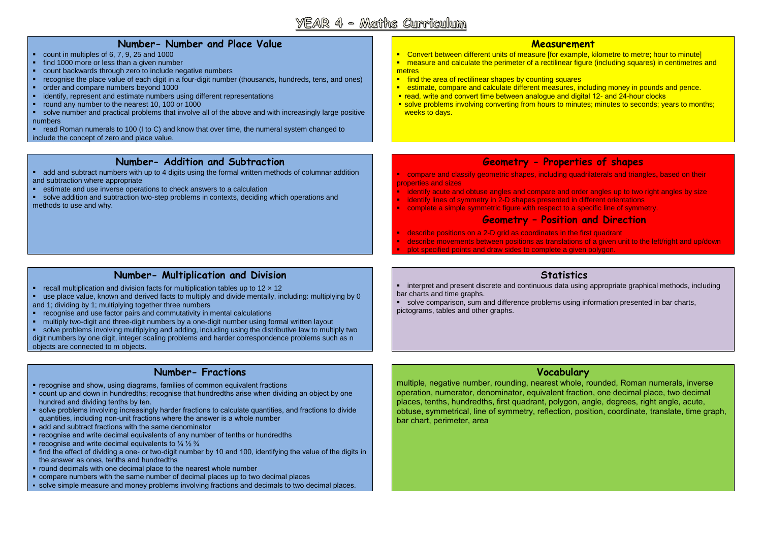# YEAR 4 – Maths Curriculum

## Number- Number and Place Value

- count in multiples of 6, 7, 9, 25 and 1000
- find 1000 more or less than a given number
- count backwards through zero to include negative numbers
- recognise the place value of each digit in a four-digit number (thousands, hundreds, tens, and ones)
- order and compare numbers beyond 1000
- identify, represent and estimate numbers using different representations
- round any number to the nearest 10, 100 or 1000
- solve number and practical problems that involve all of the above and with increasingly large positive numbers
- read Roman numerals to 100 (I to C) and know that over time, the numeral system changed to include the concept of zero and place value.

## Number- Addition and Subtraction

- add and subtract numbers with up to 4 digits using the formal written methods of columnar addition and subtraction where appropriate
- estimate and use inverse operations to check answers to a calculation
- solve addition and subtraction two-step problems in contexts, deciding which operations and methods to use and why.

## Number- Multiplication and Division

- recall multiplication and division facts for multiplication tables up to 12 × 12
- use place value, known and derived facts to multiply and divide mentally, including: multiplying by 0 and 1; dividing by 1; multiplying together three numbers
- recognise and use factor pairs and commutativity in mental calculations
- multiply two-digit and three-digit numbers by a one-digit number using formal written layout
- solve problems involving multiplying and adding, including using the distributive law to multiply two digit numbers by one digit, integer scaling problems and harder correspondence problems such as n objects are connected to m objects.

## Number- Fractions

- recognise and show, using diagrams, families of common equivalent fractions
- count up and down in hundredths; recognise that hundredths arise when dividing an object by one hundred and dividing tenths by ten.
- solve problems involving increasingly harder fractions to calculate quantities, and fractions to divide quantities, including non-unit fractions where the answer is a whole number
- add and subtract fractions with the same denominator
- recognise and write decimal equivalents of any number of tenths or hundredths
- recognise and write decimal equivalents to ¼ ½ ¾
- find the effect of dividing a one- or two-digit number by 10 and 100, identifying the value of the digits in the answer as ones, tenths and hundredths
- round decimals with one decimal place to the nearest whole number
- compare numbers with the same number of decimal places up to two decimal places
- solve simple measure and money problems involving fractions and decimals to two decimal places.

## Measurement

- Convert between different units of measure [for example, kilometre to metre; hour to minute]
- measure and calculate the perimeter of a rectilinear figure (including squares) in centimetres and metres
- find the area of rectilinear shapes by counting squares
- estimate, compare and calculate different measures, including money in pounds and pence.
- read, write and convert time between analogue and digital 12- and 24-hour clocks
- solve problems involving converting from hours to minutes; minutes to seconds; years to months; weeks to days.

## Geometry - Properties of shapes

- compare and classify geometric shapes, including quadrilaterals and triangles, based on their properties and sizes
- identify acute and obtuse angles and compare and order angles up to two right angles by size
- identify lines of symmetry in 2-D shapes presented in different orientations
- complete a simple symmetric figure with respect to a specific line of symmetry.

## Geometry – Position and Direction

- describe positions on a 2-D grid as coordinates in the first quadrant
- describe movements between positions as translations of a given unit to the left/right and up/down
- plot specified points and draw sides to complete a given polygon.

## Statistics

- interpret and present discrete and continuous data using appropriate graphical methods, including bar charts and time graphs.
- solve comparison, sum and difference problems using information presented in bar charts, pictograms, tables and other graphs.

## Vocabulary

multiple, negative number, rounding, nearest whole, rounded, Roman numerals, inverse operation, numerator, denominator, equivalent fraction, one decimal place, two decimal places, tenths, hundredths, first quadrant, polygon, angle, degrees, right angle, acute, obtuse, symmetrical, line of symmetry, reflection, position, coordinate, translate, time graph, bar chart, perimeter, area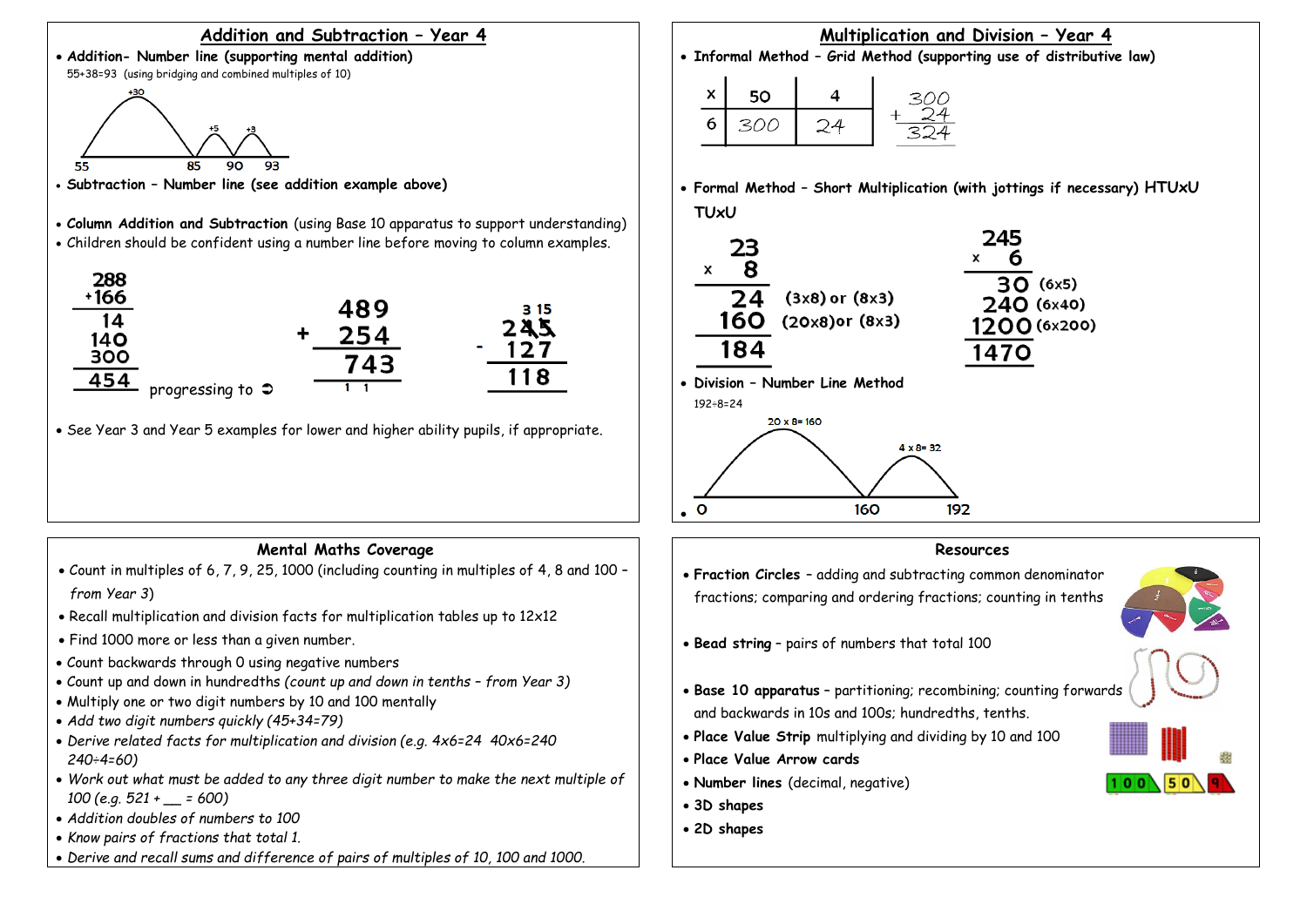## Addition and Subtraction – Year 4

- **Addition- Number line (supporting mental addition)**

55+38=93 (using bridging and combined multiples of 10)

+30
+5
+3
55
85
90
93

- **Subtraction – Number line (see addition example above)**
- **Column Addition and Subtraction** (using Base 10 apparatus to support understanding)
- Children should be confident using a number line before moving to column examples.

```
  288
 +166
   14
  140
  300
  454
```

progressing to ➲

```
   489
+  254
   743
   1 1
```

```
    3 15
    245
-   127
    118
```

- See Year 3 and Year 5 examples for lower and higher ability pupils, if appropriate.

## Multiplication and Division – Year 4

- **Informal Method – Grid Method (supporting use of distributive law)**

| x | 50 | 4 |
|---|---|---|
| 6 | 300 | 24 |

```
  300
+  24
  324
```

- **Formal Method – Short Multiplication (with jottings if necessary) HTUxU TUxU**

```
    23
x    8
    24   (3x8) or (8x3)
   160   (20x8)or (8x3)
   184
```

```
   245
x    6
    30   (6x5)
   240   (6x40)
  1200   (6x200)
  1470
```

- **Division – Number Line Method**

192÷8=24

20 x 8= 160
4 x 8= 32
0
160
192

## Mental Maths Coverage

- Count in multiples of 6, 7, 9, 25, 1000 (including counting in multiples of 4, 8 and 100 – *from Year 3)*
- Recall multiplication and division facts for multiplication tables up to 12x12
- Find 1000 more or less than a given number.
- Count backwards through 0 using negative numbers
- Count up and down in hundredths *(count up and down in tenths – from Year 3)*
- Multiply one or two digit numbers by 10 and 100 mentally
- *Add two digit numbers quickly (45+34=79)*
- *Derive related facts for multiplication and division (e.g. 4x6=24 40x6=240 240÷4=60)*
- *Work out what must be added to any three digit number to make the next multiple of 100 (e.g. 521 + __ = 600)*
- *Addition doubles of numbers to 100*
- *Know pairs of fractions that total 1.*
- *Derive and recall sums and difference of pairs of multiples of 10, 100 and 1000.*

## Resources

- **Fraction Circles** – adding and subtracting common denominator fractions; comparing and ordering fractions; counting in tenths
- **Bead string** – pairs of numbers that total 100
- **Base 10 apparatus** – partitioning; recombining; counting forwards and backwards in 10s and 100s; hundredths, tenths.
- **Place Value Strip** multiplying and dividing by 10 and 100
- **Place Value Arrow cards**
- **Number lines** (decimal, negative)
- **3D shapes**
- **2D shapes**